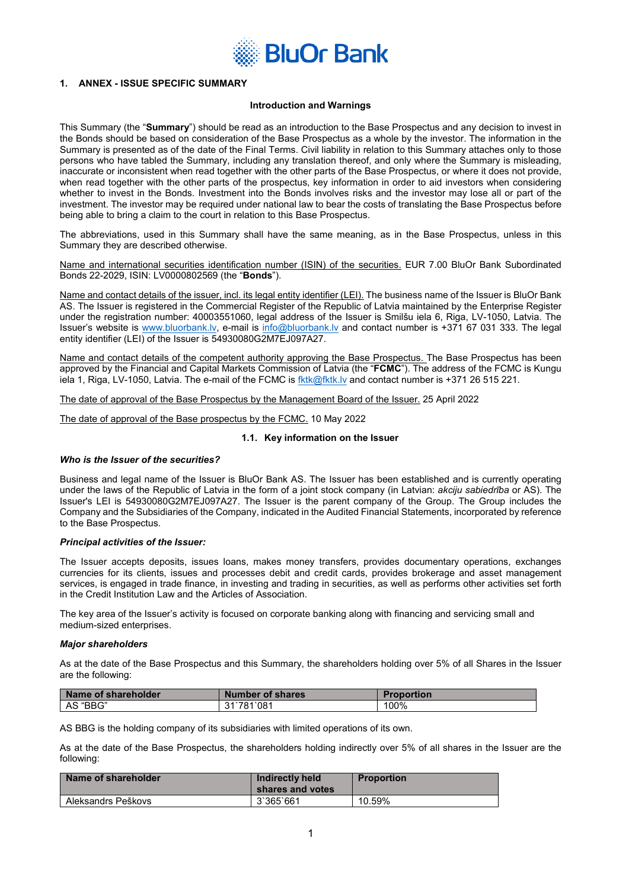## 1. ANNEX - ISSUE SPECIFIC SUMMARY

**Introduction and Warnings**

This Summary (the "**Summary**") should be read as an introduction to the Base Prospectus and any decision to invest in the Bonds should be based on consideration of the Base Prospectus as a whole by the investor. The information in the Summary is presented as of the date of the Final Terms. Civil liability in relation to this Summary attaches only to those persons who have tabled the Summary, including any translation thereof, and only where the Summary is misleading, inaccurate or inconsistent when read together with the other parts of the Base Prospectus, or where it does not provide, when read together with the other parts of the prospectus, key information in order to aid investors when considering whether to invest in the Bonds. Investment into the Bonds involves risks and the investor may lose all or part of the investment. The investor may be required under national law to bear the costs of translating the Base Prospectus before being able to bring a claim to the court in relation to this Base Prospectus.

The abbreviations, used in this Summary shall have the same meaning, as in the Base Prospectus, unless in this Summary they are described otherwise.

Name and international securities identification number (ISIN) of the securities. EUR 7.00 BluOr Bank Subordinated Bonds 22-2029, ISIN: LV0000802569 (the "**Bonds**").

Name and contact details of the issuer, incl. its legal entity identifier (LEI). The business name of the Issuer is BluOr Bank AS. The Issuer is registered in the Commercial Register of the Republic of Latvia maintained by the Enterprise Register under the registration number: 40003551060, legal address of the Issuer is Smilšu iela 6, Riga, LV-1050, Latvia. The Issuer's website is www.bluorbank.lv, e-mail is info@bluorbank.lv and contact number is +371 67 031 333. The legal entity identifier (LEI) of the Issuer is 54930080G2M7EJ097A27.

Name and contact details of the competent authority approving the Base Prospectus. The Base Prospectus has been approved by the Financial and Capital Markets Commission of Latvia (the "**FCMC**"). The address of the FCMC is Kungu iela 1, Riga, LV-1050, Latvia. The e-mail of the FCMC is fktk@fktk.lv and contact number is +371 26 515 221.

The date of approval of the Base Prospectus by the Management Board of the Issuer. 25 April 2022

The date of approval of the Base prospectus by the FCMC. 10 May 2022

### 1.1. Key information on the Issuer

***Who is the Issuer of the securities?***

Business and legal name of the Issuer is BluOr Bank AS. The Issuer has been established and is currently operating under the laws of the Republic of Latvia in the form of a joint stock company (in Latvian: *akciju sabiedrība* or AS). The Issuer's LEI is 54930080G2M7EJ097A27. The Issuer is the parent company of the Group. The Group includes the Company and the Subsidiaries of the Company, indicated in the Audited Financial Statements, incorporated by reference to the Base Prospectus.

***Principal activities of the Issuer:***

The Issuer accepts deposits, issues loans, makes money transfers, provides documentary operations, exchanges currencies for its clients, issues and processes debit and credit cards, provides brokerage and asset management services, is engaged in trade finance, in investing and trading in securities, as well as performs other activities set forth in the Credit Institution Law and the Articles of Association.

The key area of the Issuer's activity is focused on corporate banking along with financing and servicing small and medium-sized enterprises.

***Major shareholders***

As at the date of the Base Prospectus and this Summary, the shareholders holding over 5% of all Shares in the Issuer are the following:

| Name of shareholder | Number of shares | Proportion |
|---|---|---|
| AS "BBG" | 31\`781\`081 | 100% |

AS BBG is the holding company of its subsidiaries with limited operations of its own.

As at the date of the Base Prospectus, the shareholders holding indirectly over 5% of all shares in the Issuer are the following:

| Name of shareholder | Indirectly held shares and votes | Proportion |
|---|---|---|
| Aleksandrs Peškovs | 3\`365\`661 | 10.59% |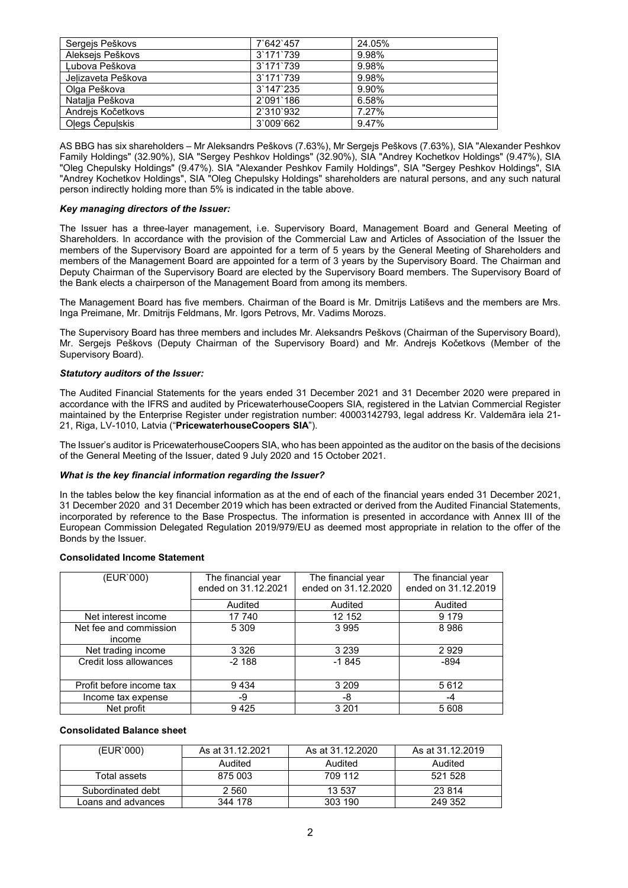| | | |
|---|---|---|
| Sergejs Peškovs | 7`642`457 | 24.05% |
| Aleksejs Peškovs | 3`171`739 | 9.98% |
| Ļubova Peškova | 3`171`739 | 9.98% |
| Jeļizaveta Peškova | 3`171`739 | 9.98% |
| Olga Peškova | 3`147`235 | 9.90% |
| Natalja Peškova | 2`091`186 | 6.58% |
| Andrejs Kočetkovs | 2`310`932 | 7.27% |
| Oļegs Čepuļskis | 3`009`662 | 9.47% |

AS BBG has six shareholders – Mr Aleksandrs Peškovs (7.63%), Mr Sergejs Peškovs (7.63%), SIA "Alexander Peshkov Family Holdings" (32.90%), SIA "Sergey Peshkov Holdings" (32.90%), SIA "Andrey Kochetkov Holdings" (9.47%), SIA "Oleg Chepulsky Holdings" (9.47%). SIA "Alexander Peshkov Family Holdings", SIA "Sergey Peshkov Holdings", SIA "Andrey Kochetkov Holdings", SIA "Oleg Chepulsky Holdings" shareholders are natural persons, and any such natural person indirectly holding more than 5% is indicated in the table above.

***Key managing directors of the Issuer:***

The Issuer has a three-layer management, i.e. Supervisory Board, Management Board and General Meeting of Shareholders. In accordance with the provision of the Commercial Law and Articles of Association of the Issuer the members of the Supervisory Board are appointed for a term of 5 years by the General Meeting of Shareholders and members of the Management Board are appointed for a term of 3 years by the Supervisory Board. The Chairman and Deputy Chairman of the Supervisory Board are elected by the Supervisory Board members. The Supervisory Board of the Bank elects a chairperson of the Management Board from among its members.

The Management Board has five members. Chairman of the Board is Mr. Dmitrijs Latiševs and the members are Mrs. Inga Preimane, Mr. Dmitrijs Feldmans, Mr. Igors Petrovs, Mr. Vadims Morozs.

The Supervisory Board has three members and includes Mr. Aleksandrs Peškovs (Chairman of the Supervisory Board), Mr. Sergejs Peškovs (Deputy Chairman of the Supervisory Board) and Mr. Andrejs Kočetkovs (Member of the Supervisory Board).

***Statutory auditors of the Issuer:***

The Audited Financial Statements for the years ended 31 December 2021 and 31 December 2020 were prepared in accordance with the IFRS and audited by PricewaterhouseCoopers SIA, registered in the Latvian Commercial Register maintained by the Enterprise Register under registration number: 40003142793, legal address Kr. Valdemāra iela 21-21, Riga, LV-1010, Latvia ("**PricewaterhouseCoopers SIA**").

The Issuer's auditor is PricewaterhouseCoopers SIA, who has been appointed as the auditor on the basis of the decisions of the General Meeting of the Issuer, dated 9 July 2020 and 15 October 2021.

***What is the key financial information regarding the Issuer?***

In the tables below the key financial information as at the end of each of the financial years ended 31 December 2021, 31 December 2020 and 31 December 2019 which has been extracted or derived from the Audited Financial Statements, incorporated by reference to the Base Prospectus. The information is presented in accordance with Annex III of the European Commission Delegated Regulation 2019/979/EU as deemed most appropriate in relation to the offer of the Bonds by the Issuer.

**Consolidated Income Statement**

| (EUR`000) | The financial year ended on 31.12.2021 | The financial year ended on 31.12.2020 | The financial year ended on 31.12.2019 |
|---|---|---|---|
| | Audited | Audited | Audited |
| Net interest income | 17 740 | 12 152 | 9 179 |
| Net fee and commission income | 5 309 | 3 995 | 8 986 |
| Net trading income | 3 326 | 3 239 | 2 929 |
| Credit loss allowances | -2 188 | -1 845 | -894 |
| Profit before income tax | 9 434 | 3 209 | 5 612 |
| Income tax expense | -9 | -8 | -4 |
| Net profit | 9 425 | 3 201 | 5 608 |

**Consolidated Balance sheet**

| (EUR`000) | As at 31.12.2021 | As at 31.12.2020 | As at 31.12.2019 |
|---|---|---|---|
| | Audited | Audited | Audited |
| Total assets | 875 003 | 709 112 | 521 528 |
| Subordinated debt | 2 560 | 13 537 | 23 814 |
| Loans and advances | 344 178 | 303 190 | 249 352 |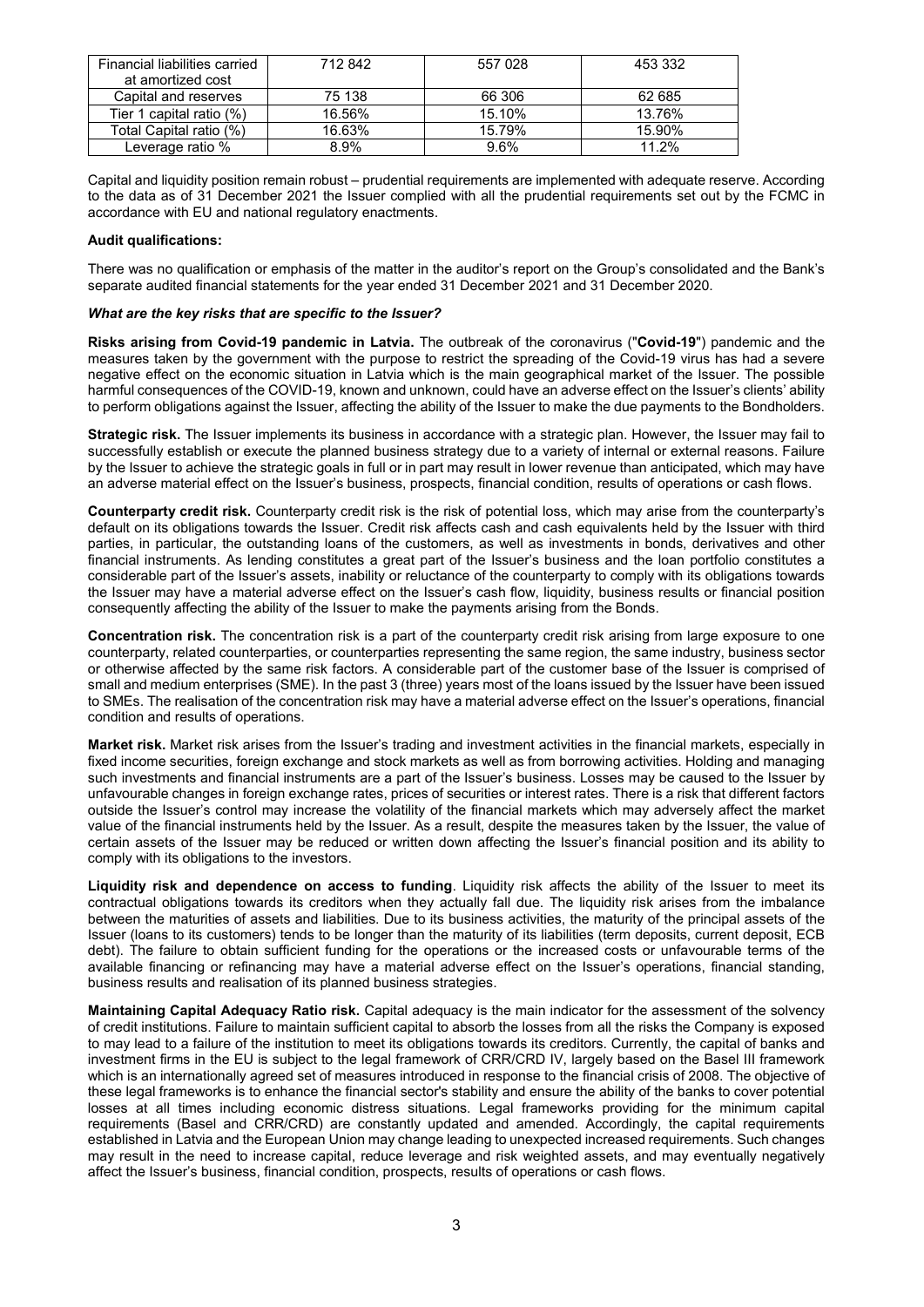| Financial liabilities carried at amortized cost | 712 842 | 557 028 | 453 332 |
|---|---|---|---|
| Capital and reserves | 75 138 | 66 306 | 62 685 |
| Tier 1 capital ratio (%) | 16.56% | 15.10% | 13.76% |
| Total Capital ratio (%) | 16.63% | 15.79% | 15.90% |
| Leverage ratio % | 8.9% | 9.6% | 11.2% |

Capital and liquidity position remain robust – prudential requirements are implemented with adequate reserve. According to the data as of 31 December 2021 the Issuer complied with all the prudential requirements set out by the FCMC in accordance with EU and national regulatory enactments.

**Audit qualifications:**

There was no qualification or emphasis of the matter in the auditor's report on the Group's consolidated and the Bank's separate audited financial statements for the year ended 31 December 2021 and 31 December 2020.

***What are the key risks that are specific to the Issuer?***

**Risks arising from Covid-19 pandemic in Latvia.** The outbreak of the coronavirus ("**Covid-19**") pandemic and the measures taken by the government with the purpose to restrict the spreading of the Covid-19 virus has had a severe negative effect on the economic situation in Latvia which is the main geographical market of the Issuer. The possible harmful consequences of the COVID-19, known and unknown, could have an adverse effect on the Issuer's clients' ability to perform obligations against the Issuer, affecting the ability of the Issuer to make the due payments to the Bondholders.

**Strategic risk.** The Issuer implements its business in accordance with a strategic plan. However, the Issuer may fail to successfully establish or execute the planned business strategy due to a variety of internal or external reasons. Failure by the Issuer to achieve the strategic goals in full or in part may result in lower revenue than anticipated, which may have an adverse material effect on the Issuer's business, prospects, financial condition, results of operations or cash flows.

**Counterparty credit risk.** Counterparty credit risk is the risk of potential loss, which may arise from the counterparty's default on its obligations towards the Issuer. Credit risk affects cash and cash equivalents held by the Issuer with third parties, in particular, the outstanding loans of the customers, as well as investments in bonds, derivatives and other financial instruments. As lending constitutes a great part of the Issuer's business and the loan portfolio constitutes a considerable part of the Issuer's assets, inability or reluctance of the counterparty to comply with its obligations towards the Issuer may have a material adverse effect on the Issuer's cash flow, liquidity, business results or financial position consequently affecting the ability of the Issuer to make the payments arising from the Bonds.

**Concentration risk.** The concentration risk is a part of the counterparty credit risk arising from large exposure to one counterparty, related counterparties, or counterparties representing the same region, the same industry, business sector or otherwise affected by the same risk factors. A considerable part of the customer base of the Issuer is comprised of small and medium enterprises (SME). In the past 3 (three) years most of the loans issued by the Issuer have been issued to SMEs. The realisation of the concentration risk may have a material adverse effect on the Issuer's operations, financial condition and results of operations.

**Market risk.** Market risk arises from the Issuer's trading and investment activities in the financial markets, especially in fixed income securities, foreign exchange and stock markets as well as from borrowing activities. Holding and managing such investments and financial instruments are a part of the Issuer's business. Losses may be caused to the Issuer by unfavourable changes in foreign exchange rates, prices of securities or interest rates. There is a risk that different factors outside the Issuer's control may increase the volatility of the financial markets which may adversely affect the market value of the financial instruments held by the Issuer. As a result, despite the measures taken by the Issuer, the value of certain assets of the Issuer may be reduced or written down affecting the Issuer's financial position and its ability to comply with its obligations to the investors.

**Liquidity risk and dependence on access to funding**. Liquidity risk affects the ability of the Issuer to meet its contractual obligations towards its creditors when they actually fall due. The liquidity risk arises from the imbalance between the maturities of assets and liabilities. Due to its business activities, the maturity of the principal assets of the Issuer (loans to its customers) tends to be longer than the maturity of its liabilities (term deposits, current deposit, ECB debt). The failure to obtain sufficient funding for the operations or the increased costs or unfavourable terms of the available financing or refinancing may have a material adverse effect on the Issuer's operations, financial standing, business results and realisation of its planned business strategies.

**Maintaining Capital Adequacy Ratio risk.** Capital adequacy is the main indicator for the assessment of the solvency of credit institutions. Failure to maintain sufficient capital to absorb the losses from all the risks the Company is exposed to may lead to a failure of the institution to meet its obligations towards its creditors. Currently, the capital of banks and investment firms in the EU is subject to the legal framework of CRR/CRD IV, largely based on the Basel III framework which is an internationally agreed set of measures introduced in response to the financial crisis of 2008. The objective of these legal frameworks is to enhance the financial sector's stability and ensure the ability of the banks to cover potential losses at all times including economic distress situations. Legal frameworks providing for the minimum capital requirements (Basel and CRR/CRD) are constantly updated and amended. Accordingly, the capital requirements established in Latvia and the European Union may change leading to unexpected increased requirements. Such changes may result in the need to increase capital, reduce leverage and risk weighted assets, and may eventually negatively affect the Issuer's business, financial condition, prospects, results of operations or cash flows.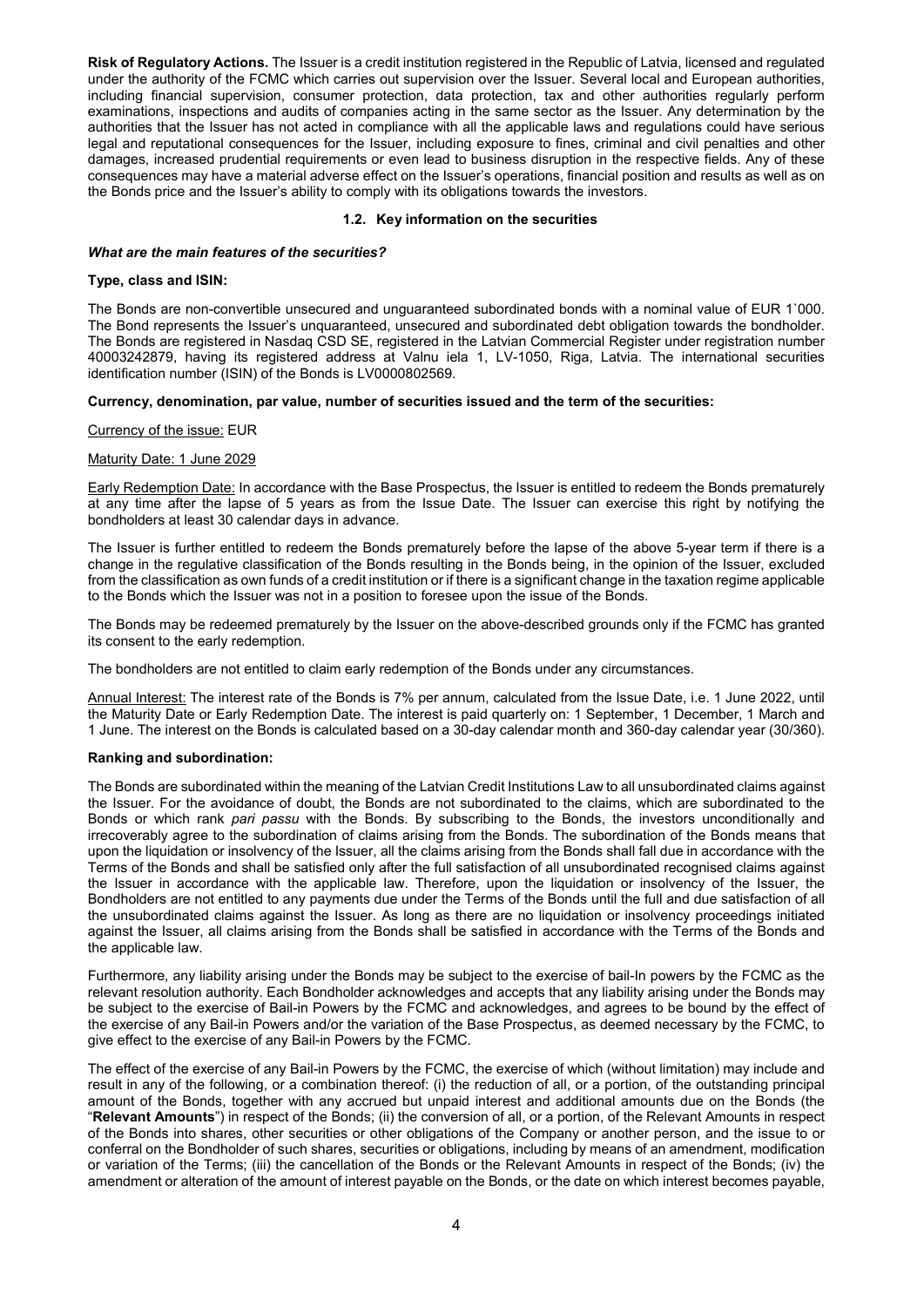**Risk of Regulatory Actions.** The Issuer is a credit institution registered in the Republic of Latvia, licensed and regulated under the authority of the FCMC which carries out supervision over the Issuer. Several local and European authorities, including financial supervision, consumer protection, data protection, tax and other authorities regularly perform examinations, inspections and audits of companies acting in the same sector as the Issuer. Any determination by the authorities that the Issuer has not acted in compliance with all the applicable laws and regulations could have serious legal and reputational consequences for the Issuer, including exposure to fines, criminal and civil penalties and other damages, increased prudential requirements or even lead to business disruption in the respective fields. Any of these consequences may have a material adverse effect on the Issuer's operations, financial position and results as well as on the Bonds price and the Issuer's ability to comply with its obligations towards the investors.

### 1.2. Key information on the securities

***What are the main features of the securities?***

**Type, class and ISIN:**

The Bonds are non-convertible unsecured and unguaranteed subordinated bonds with a nominal value of EUR 1`000. The Bond represents the Issuer's unguaranteed, unsecured and subordinated debt obligation towards the bondholder. The Bonds are registered in Nasdaq CSD SE, registered in the Latvian Commercial Register under registration number 40003242879, having its registered address at Valnu iela 1, LV-1050, Riga, Latvia. The international securities identification number (ISIN) of the Bonds is LV0000802569.

**Currency, denomination, par value, number of securities issued and the term of the securities:**

Currency of the issue: EUR

Maturity Date: 1 June 2029

Early Redemption Date: In accordance with the Base Prospectus, the Issuer is entitled to redeem the Bonds prematurely at any time after the lapse of 5 years as from the Issue Date. The Issuer can exercise this right by notifying the bondholders at least 30 calendar days in advance.

The Issuer is further entitled to redeem the Bonds prematurely before the lapse of the above 5-year term if there is a change in the regulative classification of the Bonds resulting in the Bonds being, in the opinion of the Issuer, excluded from the classification as own funds of a credit institution or if there is a significant change in the taxation regime applicable to the Bonds which the Issuer was not in a position to foresee upon the issue of the Bonds.

The Bonds may be redeemed prematurely by the Issuer on the above-described grounds only if the FCMC has granted its consent to the early redemption.

The bondholders are not entitled to claim early redemption of the Bonds under any circumstances.

Annual Interest: The interest rate of the Bonds is 7% per annum, calculated from the Issue Date, i.e. 1 June 2022, until the Maturity Date or Early Redemption Date. The interest is paid quarterly on: 1 September, 1 December, 1 March and 1 June. The interest on the Bonds is calculated based on a 30-day calendar month and 360-day calendar year (30/360).

**Ranking and subordination:**

The Bonds are subordinated within the meaning of the Latvian Credit Institutions Law to all unsubordinated claims against the Issuer. For the avoidance of doubt, the Bonds are not subordinated to the claims, which are subordinated to the Bonds or which rank *pari passu* with the Bonds. By subscribing to the Bonds, the investors unconditionally and irrecoverably agree to the subordination of claims arising from the Bonds. The subordination of the Bonds means that upon the liquidation or insolvency of the Issuer, all the claims arising from the Bonds shall fall due in accordance with the Terms of the Bonds and shall be satisfied only after the full satisfaction of all unsubordinated recognised claims against the Issuer in accordance with the applicable law. Therefore, upon the liquidation or insolvency of the Issuer, the Bondholders are not entitled to any payments due under the Terms of the Bonds until the full and due satisfaction of all the unsubordinated claims against the Issuer. As long as there are no liquidation or insolvency proceedings initiated against the Issuer, all claims arising from the Bonds shall be satisfied in accordance with the Terms of the Bonds and the applicable law.

Furthermore, any liability arising under the Bonds may be subject to the exercise of bail-In powers by the FCMC as the relevant resolution authority. Each Bondholder acknowledges and accepts that any liability arising under the Bonds may be subject to the exercise of Bail-in Powers by the FCMC and acknowledges, and agrees to be bound by the effect of the exercise of any Bail-in Powers and/or the variation of the Base Prospectus, as deemed necessary by the FCMC, to give effect to the exercise of any Bail-in Powers by the FCMC.

The effect of the exercise of any Bail-in Powers by the FCMC, the exercise of which (without limitation) may include and result in any of the following, or a combination thereof: (i) the reduction of all, or a portion, of the outstanding principal amount of the Bonds, together with any accrued but unpaid interest and additional amounts due on the Bonds (the "**Relevant Amounts**") in respect of the Bonds; (ii) the conversion of all, or a portion, of the Relevant Amounts in respect of the Bonds into shares, other securities or other obligations of the Company or another person, and the issue to or conferral on the Bondholder of such shares, securities or obligations, including by means of an amendment, modification or variation of the Terms; (iii) the cancellation of the Bonds or the Relevant Amounts in respect of the Bonds; (iv) the amendment or alteration of the amount of interest payable on the Bonds, or the date on which interest becomes payable,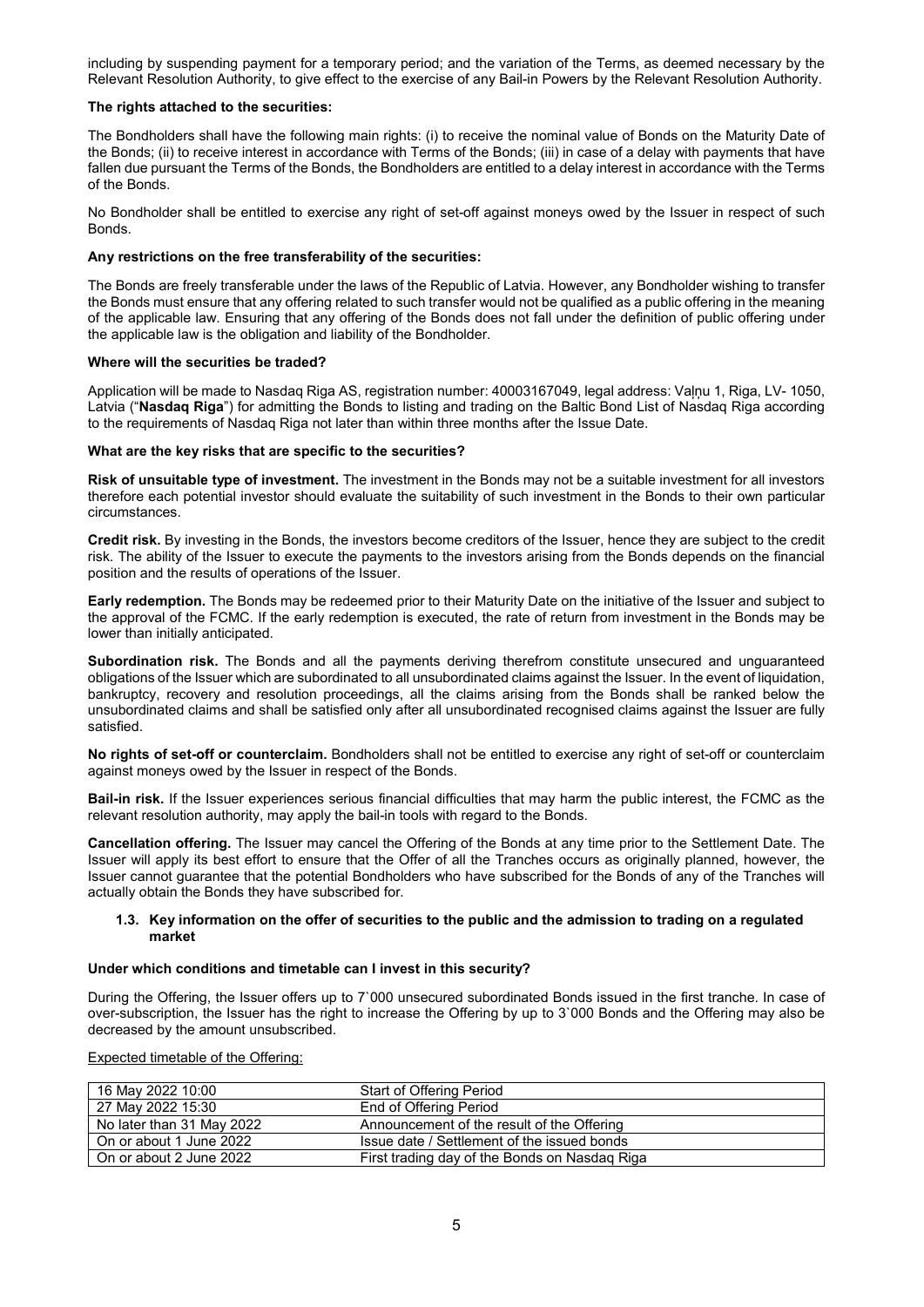including by suspending payment for a temporary period; and the variation of the Terms, as deemed necessary by the Relevant Resolution Authority, to give effect to the exercise of any Bail-in Powers by the Relevant Resolution Authority.

**The rights attached to the securities:**

The Bondholders shall have the following main rights: (i) to receive the nominal value of Bonds on the Maturity Date of the Bonds; (ii) to receive interest in accordance with Terms of the Bonds; (iii) in case of a delay with payments that have fallen due pursuant the Terms of the Bonds, the Bondholders are entitled to a delay interest in accordance with the Terms of the Bonds.

No Bondholder shall be entitled to exercise any right of set-off against moneys owed by the Issuer in respect of such Bonds.

**Any restrictions on the free transferability of the securities:**

The Bonds are freely transferable under the laws of the Republic of Latvia. However, any Bondholder wishing to transfer the Bonds must ensure that any offering related to such transfer would not be qualified as a public offering in the meaning of the applicable law. Ensuring that any offering of the Bonds does not fall under the definition of public offering under the applicable law is the obligation and liability of the Bondholder.

**Where will the securities be traded?**

Application will be made to Nasdaq Riga AS, registration number: 40003167049, legal address: Vaļņu 1, Riga, LV- 1050, Latvia ("**Nasdaq Riga**") for admitting the Bonds to listing and trading on the Baltic Bond List of Nasdaq Riga according to the requirements of Nasdaq Riga not later than within three months after the Issue Date.

**What are the key risks that are specific to the securities?**

**Risk of unsuitable type of investment.** The investment in the Bonds may not be a suitable investment for all investors therefore each potential investor should evaluate the suitability of such investment in the Bonds to their own particular circumstances.

**Credit risk.** By investing in the Bonds, the investors become creditors of the Issuer, hence they are subject to the credit risk. The ability of the Issuer to execute the payments to the investors arising from the Bonds depends on the financial position and the results of operations of the Issuer.

**Early redemption.** The Bonds may be redeemed prior to their Maturity Date on the initiative of the Issuer and subject to the approval of the FCMC. If the early redemption is executed, the rate of return from investment in the Bonds may be lower than initially anticipated.

**Subordination risk.** The Bonds and all the payments deriving therefrom constitute unsecured and unguaranteed obligations of the Issuer which are subordinated to all unsubordinated claims against the Issuer. In the event of liquidation, bankruptcy, recovery and resolution proceedings, all the claims arising from the Bonds shall be ranked below the unsubordinated claims and shall be satisfied only after all unsubordinated recognised claims against the Issuer are fully satisfied.

**No rights of set-off or counterclaim.** Bondholders shall not be entitled to exercise any right of set-off or counterclaim against moneys owed by the Issuer in respect of the Bonds.

**Bail-in risk.** If the Issuer experiences serious financial difficulties that may harm the public interest, the FCMC as the relevant resolution authority, may apply the bail-in tools with regard to the Bonds.

**Cancellation offering.** The Issuer may cancel the Offering of the Bonds at any time prior to the Settlement Date. The Issuer will apply its best effort to ensure that the Offer of all the Tranches occurs as originally planned, however, the Issuer cannot guarantee that the potential Bondholders who have subscribed for the Bonds of any of the Tranches will actually obtain the Bonds they have subscribed for.

### 1.3. Key information on the offer of securities to the public and the admission to trading on a regulated market

**Under which conditions and timetable can I invest in this security?**

During the Offering, the Issuer offers up to 7`000 unsecured subordinated Bonds issued in the first tranche. In case of over-subscription, the Issuer has the right to increase the Offering by up to 3`000 Bonds and the Offering may also be decreased by the amount unsubscribed.

Expected timetable of the Offering:

| | |
|---|---|
| 16 May 2022 10:00 | Start of Offering Period |
| 27 May 2022 15:30 | End of Offering Period |
| No later than 31 May 2022 | Announcement of the result of the Offering |
| On or about 1 June 2022 | Issue date / Settlement of the issued bonds |
| On or about 2 June 2022 | First trading day of the Bonds on Nasdaq Riga |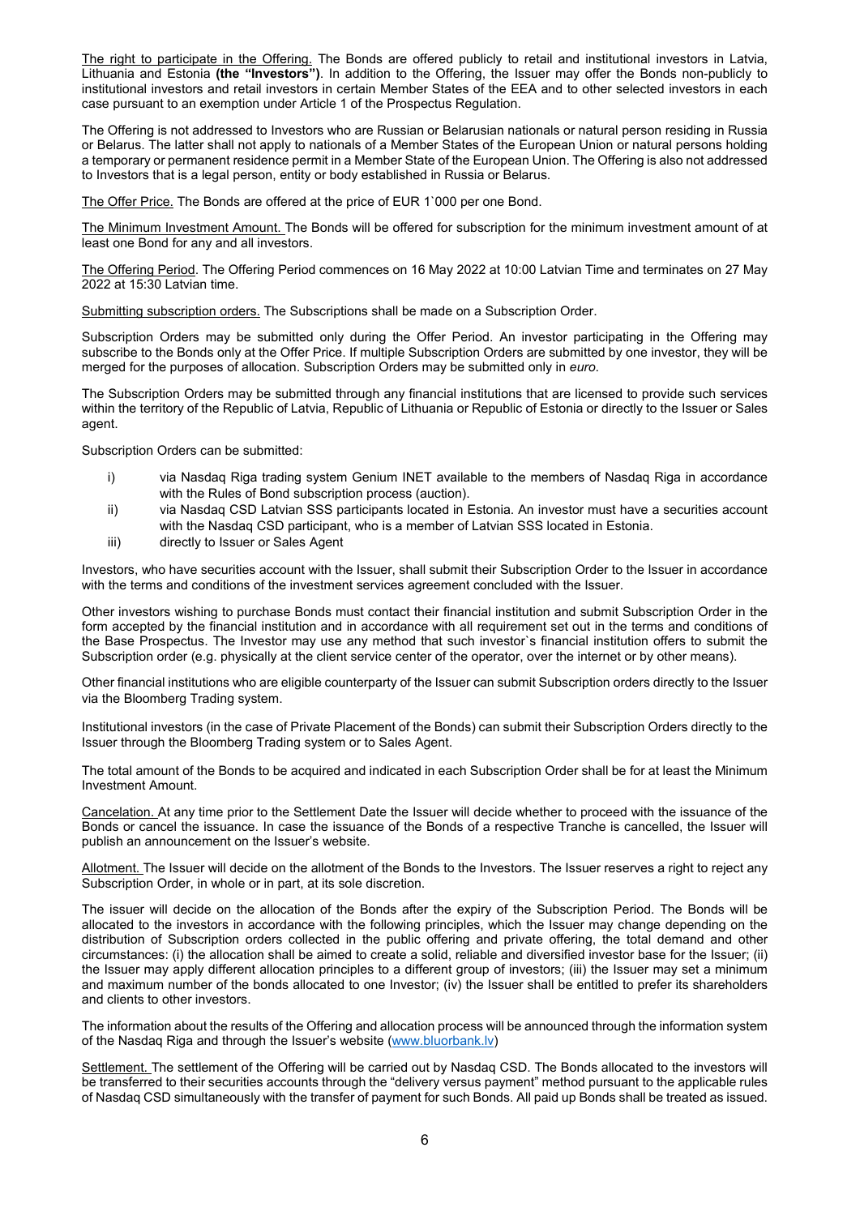The right to participate in the Offering. The Bonds are offered publicly to retail and institutional investors in Latvia, Lithuania and Estonia **(the "Investors")**. In addition to the Offering, the Issuer may offer the Bonds non-publicly to institutional investors and retail investors in certain Member States of the EEA and to other selected investors in each case pursuant to an exemption under Article 1 of the Prospectus Regulation.

The Offering is not addressed to Investors who are Russian or Belarusian nationals or natural person residing in Russia or Belarus. The latter shall not apply to nationals of a Member States of the European Union or natural persons holding a temporary or permanent residence permit in a Member State of the European Union. The Offering is also not addressed to Investors that is a legal person, entity or body established in Russia or Belarus.

The Offer Price. The Bonds are offered at the price of EUR 1`000 per one Bond.

The Minimum Investment Amount. The Bonds will be offered for subscription for the minimum investment amount of at least one Bond for any and all investors.

The Offering Period. The Offering Period commences on 16 May 2022 at 10:00 Latvian Time and terminates on 27 May 2022 at 15:30 Latvian time.

Submitting subscription orders. The Subscriptions shall be made on a Subscription Order.

Subscription Orders may be submitted only during the Offer Period. An investor participating in the Offering may subscribe to the Bonds only at the Offer Price. If multiple Subscription Orders are submitted by one investor, they will be merged for the purposes of allocation. Subscription Orders may be submitted only in *euro*.

The Subscription Orders may be submitted through any financial institutions that are licensed to provide such services within the territory of the Republic of Latvia, Republic of Lithuania or Republic of Estonia or directly to the Issuer or Sales agent.

Subscription Orders can be submitted:

i) via Nasdaq Riga trading system Genium INET available to the members of Nasdaq Riga in accordance with the Rules of Bond subscription process (auction).
ii) via Nasdaq CSD Latvian SSS participants located in Estonia. An investor must have a securities account with the Nasdaq CSD participant, who is a member of Latvian SSS located in Estonia.
iii) directly to Issuer or Sales Agent

Investors, who have securities account with the Issuer, shall submit their Subscription Order to the Issuer in accordance with the terms and conditions of the investment services agreement concluded with the Issuer.

Other investors wishing to purchase Bonds must contact their financial institution and submit Subscription Order in the form accepted by the financial institution and in accordance with all requirement set out in the terms and conditions of the Base Prospectus. The Investor may use any method that such investor`s financial institution offers to submit the Subscription order (e.g. physically at the client service center of the operator, over the internet or by other means).

Other financial institutions who are eligible counterparty of the Issuer can submit Subscription orders directly to the Issuer via the Bloomberg Trading system.

Institutional investors (in the case of Private Placement of the Bonds) can submit their Subscription Orders directly to the Issuer through the Bloomberg Trading system or to Sales Agent.

The total amount of the Bonds to be acquired and indicated in each Subscription Order shall be for at least the Minimum Investment Amount.

Cancelation. At any time prior to the Settlement Date the Issuer will decide whether to proceed with the issuance of the Bonds or cancel the issuance. In case the issuance of the Bonds of a respective Tranche is cancelled, the Issuer will publish an announcement on the Issuer's website.

Allotment. The Issuer will decide on the allotment of the Bonds to the Investors. The Issuer reserves a right to reject any Subscription Order, in whole or in part, at its sole discretion.

The issuer will decide on the allocation of the Bonds after the expiry of the Subscription Period. The Bonds will be allocated to the investors in accordance with the following principles, which the Issuer may change depending on the distribution of Subscription orders collected in the public offering and private offering, the total demand and other circumstances: (i) the allocation shall be aimed to create a solid, reliable and diversified investor base for the Issuer; (ii) the Issuer may apply different allocation principles to a different group of investors; (iii) the Issuer may set a minimum and maximum number of the bonds allocated to one Investor; (iv) the Issuer shall be entitled to prefer its shareholders and clients to other investors.

The information about the results of the Offering and allocation process will be announced through the information system of the Nasdaq Riga and through the Issuer's website (www.bluorbank.lv)

Settlement. The settlement of the Offering will be carried out by Nasdaq CSD. The Bonds allocated to the investors will be transferred to their securities accounts through the "delivery versus payment" method pursuant to the applicable rules of Nasdaq CSD simultaneously with the transfer of payment for such Bonds. All paid up Bonds shall be treated as issued.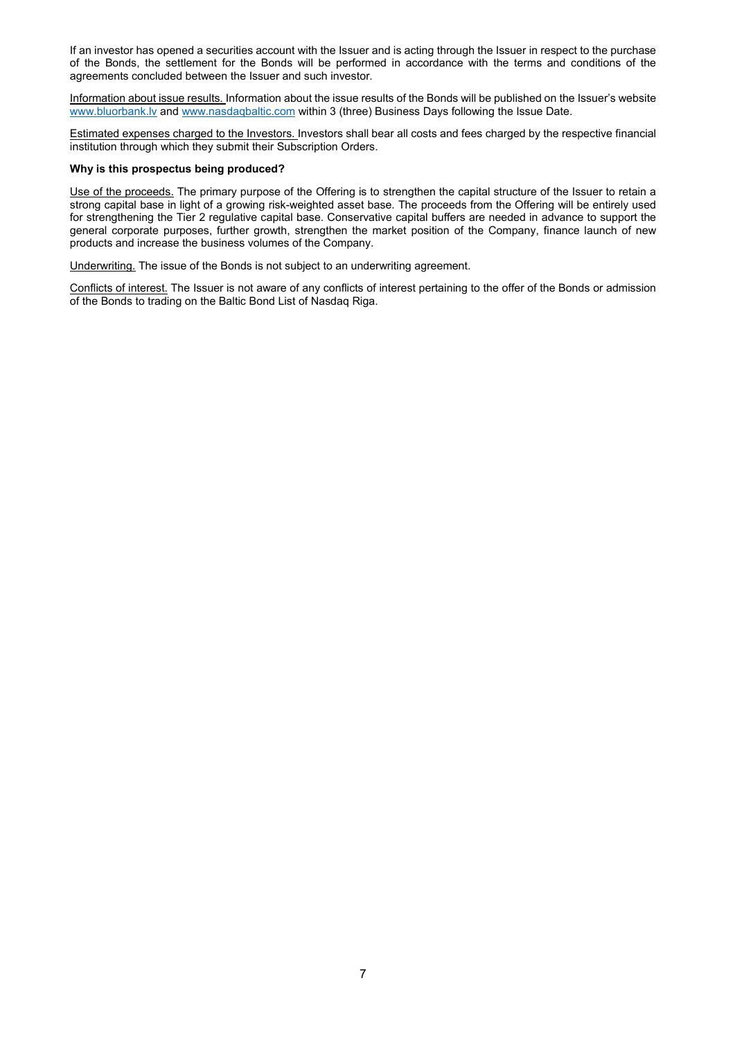If an investor has opened a securities account with the Issuer and is acting through the Issuer in respect to the purchase of the Bonds, the settlement for the Bonds will be performed in accordance with the terms and conditions of the agreements concluded between the Issuer and such investor.

Information about issue results. Information about the issue results of the Bonds will be published on the Issuer's website www.bluorbank.lv and www.nasdaqbaltic.com within 3 (three) Business Days following the Issue Date.

Estimated expenses charged to the Investors. Investors shall bear all costs and fees charged by the respective financial institution through which they submit their Subscription Orders.

**Why is this prospectus being produced?**

Use of the proceeds. The primary purpose of the Offering is to strengthen the capital structure of the Issuer to retain a strong capital base in light of a growing risk-weighted asset base. The proceeds from the Offering will be entirely used for strengthening the Tier 2 regulative capital base. Conservative capital buffers are needed in advance to support the general corporate purposes, further growth, strengthen the market position of the Company, finance launch of new products and increase the business volumes of the Company.

Underwriting. The issue of the Bonds is not subject to an underwriting agreement.

Conflicts of interest. The Issuer is not aware of any conflicts of interest pertaining to the offer of the Bonds or admission of the Bonds to trading on the Baltic Bond List of Nasdaq Riga.